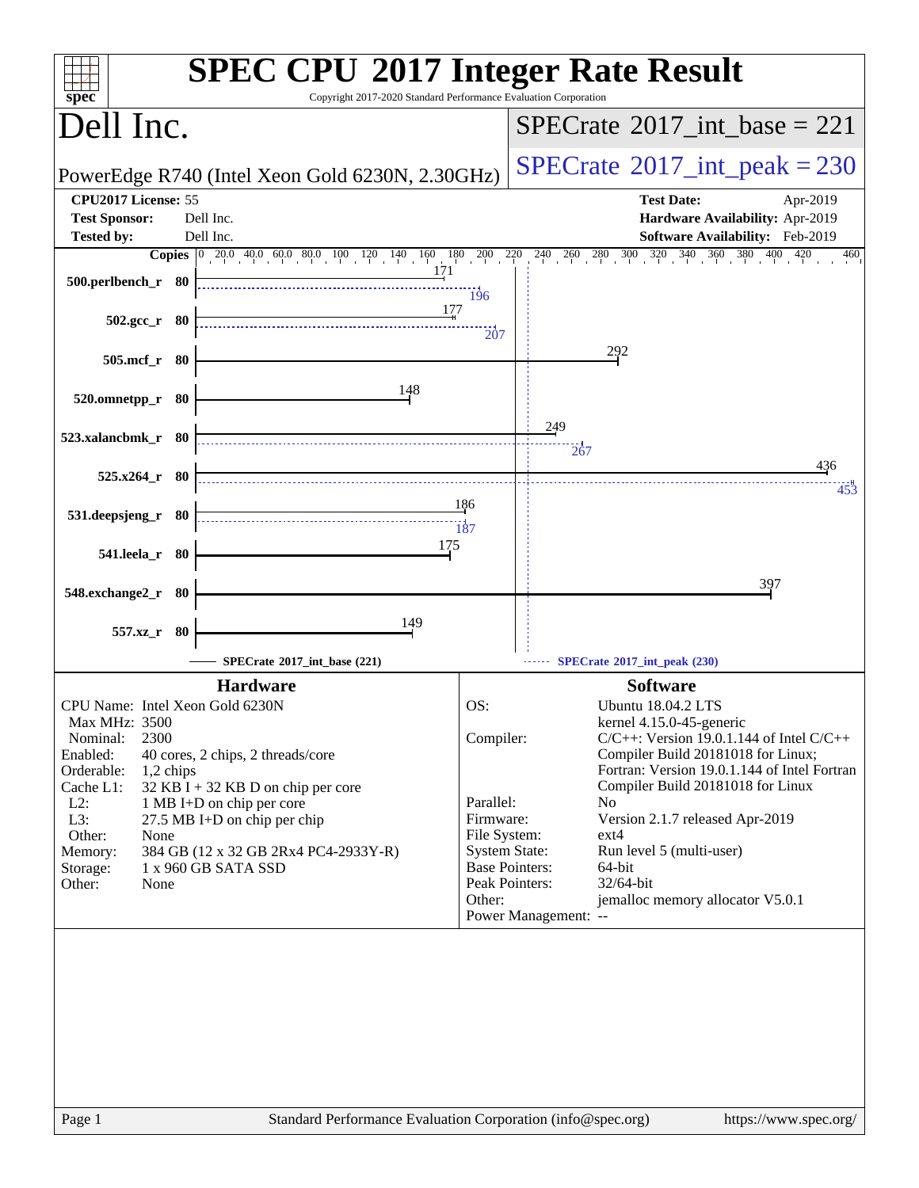# SPEC CPU 2017 Integer Rate Result

Copyright 2017-2020 Standard Performance Evaluation Corporation

## Dell Inc.

PowerEdge R740 (Intel Xeon Gold 6230N, 2.30GHz)

SPECrate 2017_int_base = 221

SPECrate 2017_int_peak = 230

| | | | |
|---|---|---|---|
| **CPU2017 License:** | 55 | **Test Date:** | Apr-2019 |
| **Test Sponsor:** | Dell Inc. | **Hardware Availability:** | Apr-2019 |
| **Tested by:** | Dell Inc. | **Software Availability:** | Feb-2019 |

| Benchmark | Copies | Base | Peak |
|---|---|---|---|
| 500.perlbench_r | 80 | 171 | 196 |
| 502.gcc_r | 80 | 177 | 207 |
| 505.mcf_r | 80 | 292 | |
| 520.omnetpp_r | 80 | 148 | |
| 523.xalancbmk_r | 80 | 249 | 267 |
| 525.x264_r | 80 | 436 | 453 |
| 531.deepsjeng_r | 80 | 186 | 187 |
| 541.leela_r | 80 | 175 | |
| 548.exchange2_r | 80 | 397 | |
| 557.xz_r | 80 | 149 | |

SPECrate 2017_int_base (221) — SPECrate 2017_int_peak (230)

### Hardware

| | |
|---|---|
| CPU Name: | Intel Xeon Gold 6230N |
| Max MHz: | 3500 |
| Nominal: | 2300 |
| Enabled: | 40 cores, 2 chips, 2 threads/core |
| Orderable: | 1,2 chips |
| Cache L1: | 32 KB I + 32 KB D on chip per core |
| L2: | 1 MB I+D on chip per core |
| L3: | 27.5 MB I+D on chip per chip |
| Other: | None |
| Memory: | 384 GB (12 x 32 GB 2Rx4 PC4-2933Y-R) |
| Storage: | 1 x 960 GB SATA SSD |
| Other: | None |

### Software

| | |
|---|---|
| OS: | Ubuntu 18.04.2 LTS<br>kernel 4.15.0-45-generic |
| Compiler: | C/C++: Version 19.0.1.144 of Intel C/C++ Compiler Build 20181018 for Linux;<br>Fortran: Version 19.0.1.144 of Intel Fortran Compiler Build 20181018 for Linux |
| Parallel: | No |
| Firmware: | Version 2.1.7 released Apr-2019 |
| File System: | ext4 |
| System State: | Run level 5 (multi-user) |
| Base Pointers: | 64-bit |
| Peak Pointers: | 32/64-bit |
| Other: | jemalloc memory allocator V5.0.1 |
| Power Management: | -- |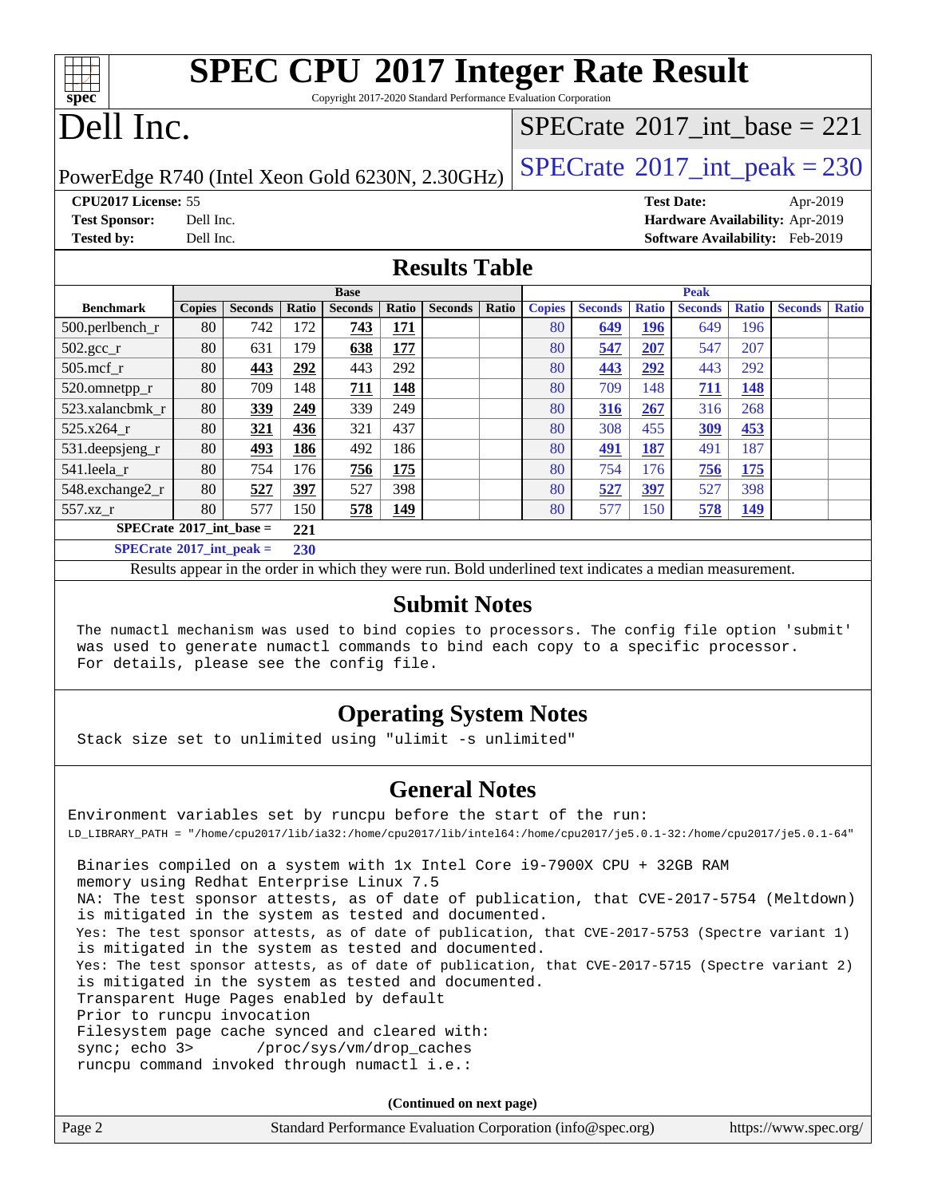# SPEC CPU 2017 Integer Rate Result

Copyright 2017-2020 Standard Performance Evaluation Corporation

# Dell Inc.

PowerEdge R740 (Intel Xeon Gold 6230N, 2.30GHz)

SPECrate 2017_int_base = 221

SPECrate 2017_int_peak = 230

**CPU2017 License:** 55
**Test Sponsor:** Dell Inc.
**Tested by:** Dell Inc.

**Test Date:** Apr-2019
**Hardware Availability:** Apr-2019
**Software Availability:** Feb-2019

## Results Table

| | Base | | | | | | | Peak | | | | | | |
|---|---|---|---|---|---|---|---|---|---|---|---|---|---|---|
| **Benchmark** | **Copies** | **Seconds** | **Ratio** | **Seconds** | **Ratio** | **Seconds** | **Ratio** | **Copies** | **Seconds** | **Ratio** | **Seconds** | **Ratio** | **Seconds** | **Ratio** |
| 500.perlbench_r | 80 | 742 | 172 | **743** | **171** | | | 80 | **649** | **196** | 649 | 196 | | |
| 502.gcc_r | 80 | 631 | 179 | **638** | **177** | | | 80 | **547** | **207** | 547 | 207 | | |
| 505.mcf_r | 80 | **443** | **292** | 443 | 292 | | | 80 | **443** | **292** | 443 | 292 | | |
| 520.omnetpp_r | 80 | 709 | 148 | **711** | **148** | | | 80 | 709 | 148 | **711** | **148** | | |
| 523.xalancbmk_r | 80 | **339** | **249** | 339 | 249 | | | 80 | **316** | **267** | 316 | 268 | | |
| 525.x264_r | 80 | **321** | **436** | 321 | 437 | | | 80 | 308 | 455 | **309** | **453** | | |
| 531.deepsjeng_r | 80 | **493** | **186** | 492 | 186 | | | 80 | **491** | **187** | 491 | 187 | | |
| 541.leela_r | 80 | 754 | 176 | **756** | **175** | | | 80 | 754 | 176 | **756** | **175** | | |
| 548.exchange2_r | 80 | **527** | **397** | 527 | 398 | | | 80 | **527** | **397** | 527 | 398 | | |
| 557.xz_r | 80 | 577 | 150 | **578** | **149** | | | 80 | 577 | 150 | **578** | **149** | | |

**SPECrate 2017_int_base =** **221**

**SPECrate 2017_int_peak =** **230**

Results appear in the order in which they were run. Bold underlined text indicates a median measurement.

## Submit Notes

The numactl mechanism was used to bind copies to processors. The config file option 'submit' was used to generate numactl commands to bind each copy to a specific processor. For details, please see the config file.

## Operating System Notes

Stack size set to unlimited using "ulimit -s unlimited"

## General Notes

Environment variables set by runcpu before the start of the run:
LD_LIBRARY_PATH = "/home/cpu2017/lib/ia32:/home/cpu2017/lib/intel64:/home/cpu2017/je5.0.1-32:/home/cpu2017/je5.0.1-64"

Binaries compiled on a system with 1x Intel Core i9-7900X CPU + 32GB RAM memory using Redhat Enterprise Linux 7.5
NA: The test sponsor attests, as of date of publication, that CVE-2017-5754 (Meltdown) is mitigated in the system as tested and documented.
Yes: The test sponsor attests, as of date of publication, that CVE-2017-5753 (Spectre variant 1) is mitigated in the system as tested and documented.
Yes: The test sponsor attests, as of date of publication, that CVE-2017-5715 (Spectre variant 2) is mitigated in the system as tested and documented.
Transparent Huge Pages enabled by default
Prior to runcpu invocation
Filesystem page cache synced and cleared with:
sync; echo 3> /proc/sys/vm/drop_caches
runcpu command invoked through numactl i.e.:

(Continued on next page)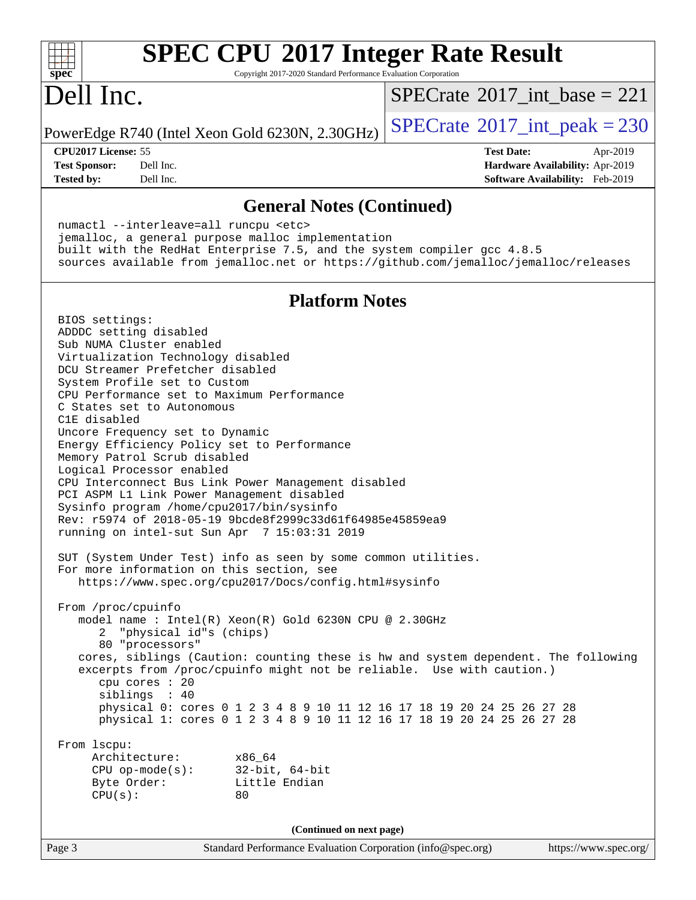# SPEC CPU 2017 Integer Rate Result

Copyright 2017-2020 Standard Performance Evaluation Corporation

# Dell Inc.

PowerEdge R740 (Intel Xeon Gold 6230N, 2.30GHz)

SPECrate 2017_int_base = 221

SPECrate 2017_int_peak = 230

| | | | |
|---|---|---|---|
| **CPU2017 License:** 55 | | **Test Date:** | Apr-2019 |
| **Test Sponsor:** | Dell Inc. | **Hardware Availability:** | Apr-2019 |
| **Tested by:** | Dell Inc. | **Software Availability:** | Feb-2019 |

## General Notes (Continued)

```
numactl --interleave=all runcpu <etc>
jemalloc, a general purpose malloc implementation
built with the RedHat Enterprise 7.5, and the system compiler gcc 4.8.5
sources available from jemalloc.net or https://github.com/jemalloc/jemalloc/releases
```

## Platform Notes

```
BIOS settings:
ADDDC setting disabled
Sub NUMA Cluster enabled
Virtualization Technology disabled
DCU Streamer Prefetcher disabled
System Profile set to Custom
CPU Performance set to Maximum Performance
C States set to Autonomous
C1E disabled
Uncore Frequency set to Dynamic
Energy Efficiency Policy set to Performance
Memory Patrol Scrub disabled
Logical Processor enabled
CPU Interconnect Bus Link Power Management disabled
PCI ASPM L1 Link Power Management disabled
Sysinfo program /home/cpu2017/bin/sysinfo
Rev: r5974 of 2018-05-19 9bcde8f2999c33d61f64985e45859ea9
running on intel-sut Sun Apr  7 15:03:31 2019

SUT (System Under Test) info as seen by some common utilities.
For more information on this section, see
   https://www.spec.org/cpu2017/Docs/config.html#sysinfo

From /proc/cpuinfo
   model name : Intel(R) Xeon(R) Gold 6230N CPU @ 2.30GHz
      2  "physical id"s (chips)
      80 "processors"
   cores, siblings (Caution: counting these is hw and system dependent. The following
   excerpts from /proc/cpuinfo might not be reliable.  Use with caution.)
      cpu cores : 20
      siblings  : 40
      physical 0: cores 0 1 2 3 4 8 9 10 11 12 16 17 18 19 20 24 25 26 27 28
      physical 1: cores 0 1 2 3 4 8 9 10 11 12 16 17 18 19 20 24 25 26 27 28

From lscpu:
     Architecture:        x86_64
     CPU op-mode(s):      32-bit, 64-bit
     Byte Order:          Little Endian
     CPU(s):              80
```

**(Continued on next page)**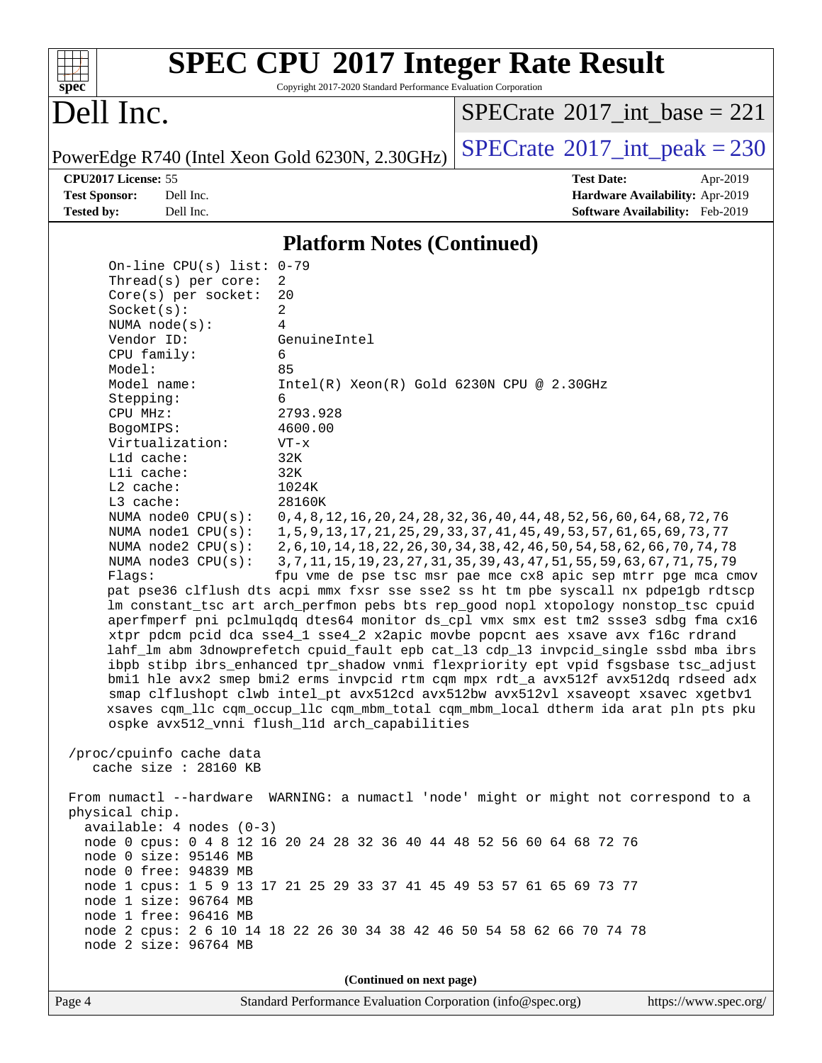# SPEC CPU 2017 Integer Rate Result

Copyright 2017-2020 Standard Performance Evaluation Corporation

## Dell Inc.

PowerEdge R740 (Intel Xeon Gold 6230N, 2.30GHz)

SPECrate 2017_int_base = 221

SPECrate 2017_int_peak = 230

| | | | |
|---|---|---|---|
| **CPU2017 License:** | 55 | **Test Date:** | Apr-2019 |
| **Test Sponsor:** | Dell Inc. | **Hardware Availability:** | Apr-2019 |
| **Tested by:** | Dell Inc. | **Software Availability:** | Feb-2019 |

### Platform Notes (Continued)

```
On-line CPU(s) list: 0-79
Thread(s) per core:  2
Core(s) per socket:  20
Socket(s):           2
NUMA node(s):        4
Vendor ID:           GenuineIntel
CPU family:          6
Model:               85
Model name:          Intel(R) Xeon(R) Gold 6230N CPU @ 2.30GHz
Stepping:            6
CPU MHz:             2793.928
BogoMIPS:            4600.00
Virtualization:      VT-x
L1d cache:           32K
L1i cache:           32K
L2 cache:            1024K
L3 cache:            28160K
NUMA node0 CPU(s):   0,4,8,12,16,20,24,28,32,36,40,44,48,52,56,60,64,68,72,76
NUMA node1 CPU(s):   1,5,9,13,17,21,25,29,33,37,41,45,49,53,57,61,65,69,73,77
NUMA node2 CPU(s):   2,6,10,14,18,22,26,30,34,38,42,46,50,54,58,62,66,70,74,78
NUMA node3 CPU(s):   3,7,11,15,19,23,27,31,35,39,43,47,51,55,59,63,67,71,75,79
Flags:               fpu vme de pse tsc msr pae mce cx8 apic sep mtrr pge mca cmov
pat pse36 clflush dts acpi mmx fxsr sse sse2 ss ht tm pbe syscall nx pdpe1gb rdtscp
lm constant_tsc art arch_perfmon pebs bts rep_good nopl xtopology nonstop_tsc cpuid
aperfmperf pni pclmulqdq dtes64 monitor ds_cpl vmx smx est tm2 ssse3 sdbg fma cx16
xtpr pdcm pcid dca sse4_1 sse4_2 x2apic movbe popcnt aes xsave avx f16c rdrand
lahf_lm abm 3dnowprefetch cpuid_fault epb cat_l3 cdp_l3 invpcid_single ssbd mba ibrs
ibpb stibp ibrs_enhanced tpr_shadow vnmi flexpriority ept vpid fsgsbase tsc_adjust
bmi1 hle avx2 smep bmi2 erms invpcid rtm cqm mpx rdt_a avx512f avx512dq rdseed adx
smap clflushopt clwb intel_pt avx512cd avx512bw avx512vl xsaveopt xsavec xgetbv1
xsaves cqm_llc cqm_occup_llc cqm_mbm_total cqm_mbm_local dtherm ida arat pln pts pku
ospke avx512_vnni flush_l1d arch_capabilities

/proc/cpuinfo cache data
   cache size : 28160 KB

From numactl --hardware  WARNING: a numactl 'node' might or might not correspond to a
physical chip.
  available: 4 nodes (0-3)
  node 0 cpus: 0 4 8 12 16 20 24 28 32 36 40 44 48 52 56 60 64 68 72 76
  node 0 size: 95146 MB
  node 0 free: 94839 MB
  node 1 cpus: 1 5 9 13 17 21 25 29 33 37 41 45 49 53 57 61 65 69 73 77
  node 1 size: 96764 MB
  node 1 free: 96416 MB
  node 2 cpus: 2 6 10 14 18 22 26 30 34 38 42 46 50 54 58 62 66 70 74 78
  node 2 size: 96764 MB
```

(Continued on next page)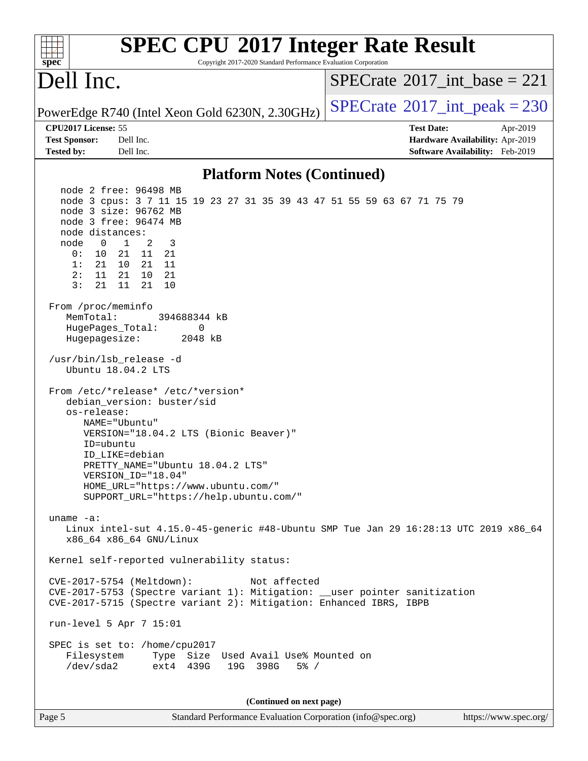# SPEC CPU 2017 Integer Rate Result

Copyright 2017-2020 Standard Performance Evaluation Corporation

# Dell Inc.

PowerEdge R740 (Intel Xeon Gold 6230N, 2.30GHz)

SPECrate 2017_int_base = 221

SPECrate 2017_int_peak = 230

**CPU2017 License:** 55
**Test Sponsor:** Dell Inc.
**Tested by:** Dell Inc.

**Test Date:** Apr-2019
**Hardware Availability:** Apr-2019
**Software Availability:** Feb-2019

## Platform Notes (Continued)

```
    node 2 free: 96498 MB
    node 3 cpus: 3 7 11 15 19 23 27 31 35 39 43 47 51 55 59 63 67 71 75 79
    node 3 size: 96762 MB
    node 3 free: 96474 MB
    node distances:
    node   0   1   2   3
      0:  10  21  11  21
      1:  21  10  21  11
      2:  11  21  10  21
      3:  21  11  21  10

  From /proc/meminfo
     MemTotal:       394688344 kB
     HugePages_Total:       0
     Hugepagesize:       2048 kB

  /usr/bin/lsb_release -d
     Ubuntu 18.04.2 LTS

  From /etc/*release* /etc/*version*
     debian_version: buster/sid
     os-release:
        NAME="Ubuntu"
        VERSION="18.04.2 LTS (Bionic Beaver)"
        ID=ubuntu
        ID_LIKE=debian
        PRETTY_NAME="Ubuntu 18.04.2 LTS"
        VERSION_ID="18.04"
        HOME_URL="https://www.ubuntu.com/"
        SUPPORT_URL="https://help.ubuntu.com/"

  uname -a:
     Linux intel-sut 4.15.0-45-generic #48-Ubuntu SMP Tue Jan 29 16:28:13 UTC 2019 x86_64
     x86_64 x86_64 GNU/Linux

  Kernel self-reported vulnerability status:

  CVE-2017-5754 (Meltdown):          Not affected
  CVE-2017-5753 (Spectre variant 1): Mitigation: __user pointer sanitization
  CVE-2017-5715 (Spectre variant 2): Mitigation: Enhanced IBRS, IBPB

  run-level 5 Apr 7 15:01

  SPEC is set to: /home/cpu2017
     Filesystem     Type  Size  Used Avail Use% Mounted on
     /dev/sda2      ext4  439G   19G  398G   5% /
```

**(Continued on next page)**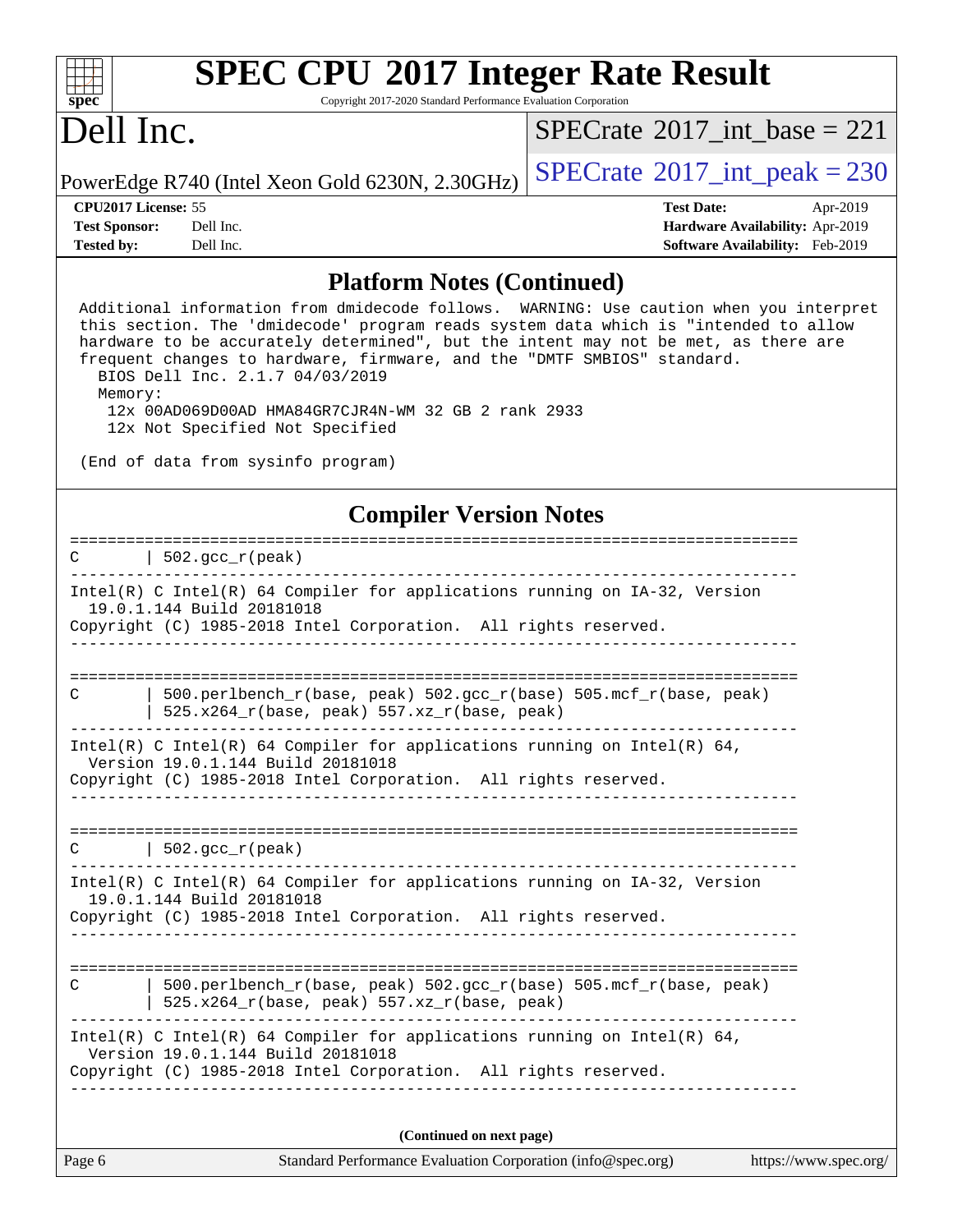## Platform Notes (Continued)

```
Additional information from dmidecode follows.  WARNING: Use caution when you interpret
this section. The 'dmidecode' program reads system data which is "intended to allow
hardware to be accurately determined", but the intent may not be met, as there are
frequent changes to hardware, firmware, and the "DMTF SMBIOS" standard.
  BIOS Dell Inc. 2.1.7 04/03/2019
  Memory:
   12x 00AD069D00AD HMA84GR7CJR4N-WM 32 GB 2 rank 2933
   12x Not Specified Not Specified

(End of data from sysinfo program)
```

## Compiler Version Notes

```
==============================================================================
C       | 502.gcc_r(peak)
------------------------------------------------------------------------------
Intel(R) C Intel(R) 64 Compiler for applications running on IA-32, Version
  19.0.1.144 Build 20181018
Copyright (C) 1985-2018 Intel Corporation.  All rights reserved.
------------------------------------------------------------------------------

==============================================================================
C       | 500.perlbench_r(base, peak) 502.gcc_r(base) 505.mcf_r(base, peak)
        | 525.x264_r(base, peak) 557.xz_r(base, peak)
------------------------------------------------------------------------------
Intel(R) C Intel(R) 64 Compiler for applications running on Intel(R) 64,
  Version 19.0.1.144 Build 20181018
Copyright (C) 1985-2018 Intel Corporation.  All rights reserved.
------------------------------------------------------------------------------

==============================================================================
C       | 502.gcc_r(peak)
------------------------------------------------------------------------------
Intel(R) C Intel(R) 64 Compiler for applications running on IA-32, Version
  19.0.1.144 Build 20181018
Copyright (C) 1985-2018 Intel Corporation.  All rights reserved.
------------------------------------------------------------------------------

==============================================================================
C       | 500.perlbench_r(base, peak) 502.gcc_r(base) 505.mcf_r(base, peak)
        | 525.x264_r(base, peak) 557.xz_r(base, peak)
------------------------------------------------------------------------------
Intel(R) C Intel(R) 64 Compiler for applications running on Intel(R) 64,
  Version 19.0.1.144 Build 20181018
Copyright (C) 1985-2018 Intel Corporation.  All rights reserved.
------------------------------------------------------------------------------
```

**(Continued on next page)**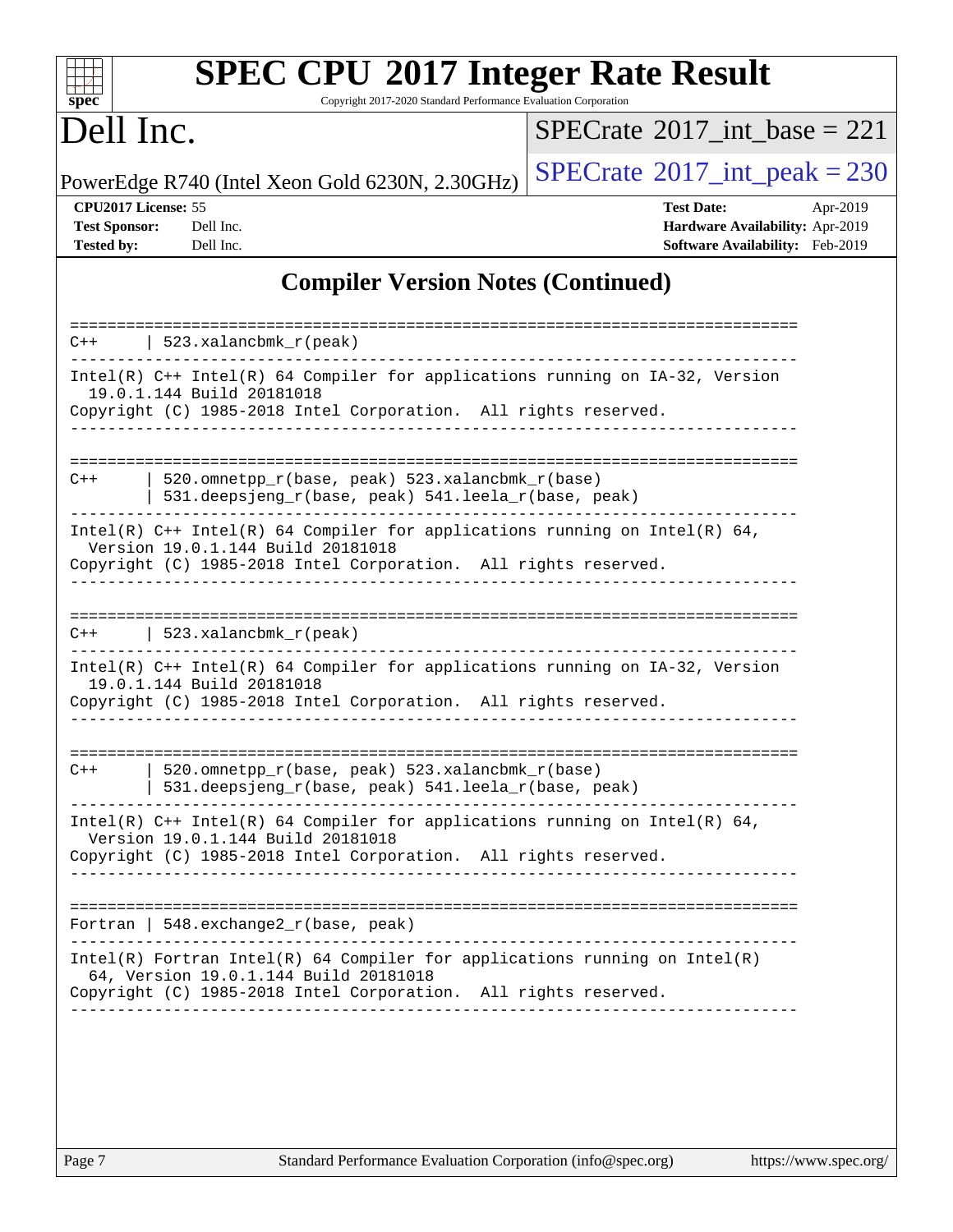# SPEC CPU 2017 Integer Rate Result

Copyright 2017-2020 Standard Performance Evaluation Corporation

## Dell Inc.

PowerEdge R740 (Intel Xeon Gold 6230N, 2.30GHz)

SPECrate 2017_int_base = 221

SPECrate 2017_int_peak = 230

**CPU2017 License:** 55
**Test Sponsor:** Dell Inc.
**Tested by:** Dell Inc.

**Test Date:** Apr-2019
**Hardware Availability:** Apr-2019
**Software Availability:** Feb-2019

## Compiler Version Notes (Continued)

```
==============================================================================
C++      | 523.xalancbmk_r(peak)
------------------------------------------------------------------------------
Intel(R) C++ Intel(R) 64 Compiler for applications running on IA-32, Version
  19.0.1.144 Build 20181018
Copyright (C) 1985-2018 Intel Corporation.  All rights reserved.
------------------------------------------------------------------------------

==============================================================================
C++      | 520.omnetpp_r(base, peak) 523.xalancbmk_r(base)
         | 531.deepsjeng_r(base, peak) 541.leela_r(base, peak)
------------------------------------------------------------------------------
Intel(R) C++ Intel(R) 64 Compiler for applications running on Intel(R) 64,
  Version 19.0.1.144 Build 20181018
Copyright (C) 1985-2018 Intel Corporation.  All rights reserved.
------------------------------------------------------------------------------

==============================================================================
C++      | 523.xalancbmk_r(peak)
------------------------------------------------------------------------------
Intel(R) C++ Intel(R) 64 Compiler for applications running on IA-32, Version
  19.0.1.144 Build 20181018
Copyright (C) 1985-2018 Intel Corporation.  All rights reserved.
------------------------------------------------------------------------------

==============================================================================
C++      | 520.omnetpp_r(base, peak) 523.xalancbmk_r(base)
         | 531.deepsjeng_r(base, peak) 541.leela_r(base, peak)
------------------------------------------------------------------------------
Intel(R) C++ Intel(R) 64 Compiler for applications running on Intel(R) 64,
  Version 19.0.1.144 Build 20181018
Copyright (C) 1985-2018 Intel Corporation.  All rights reserved.
------------------------------------------------------------------------------

==============================================================================
Fortran | 548.exchange2_r(base, peak)
------------------------------------------------------------------------------
Intel(R) Fortran Intel(R) 64 Compiler for applications running on Intel(R)
  64, Version 19.0.1.144 Build 20181018
Copyright (C) 1985-2018 Intel Corporation.  All rights reserved.
------------------------------------------------------------------------------
```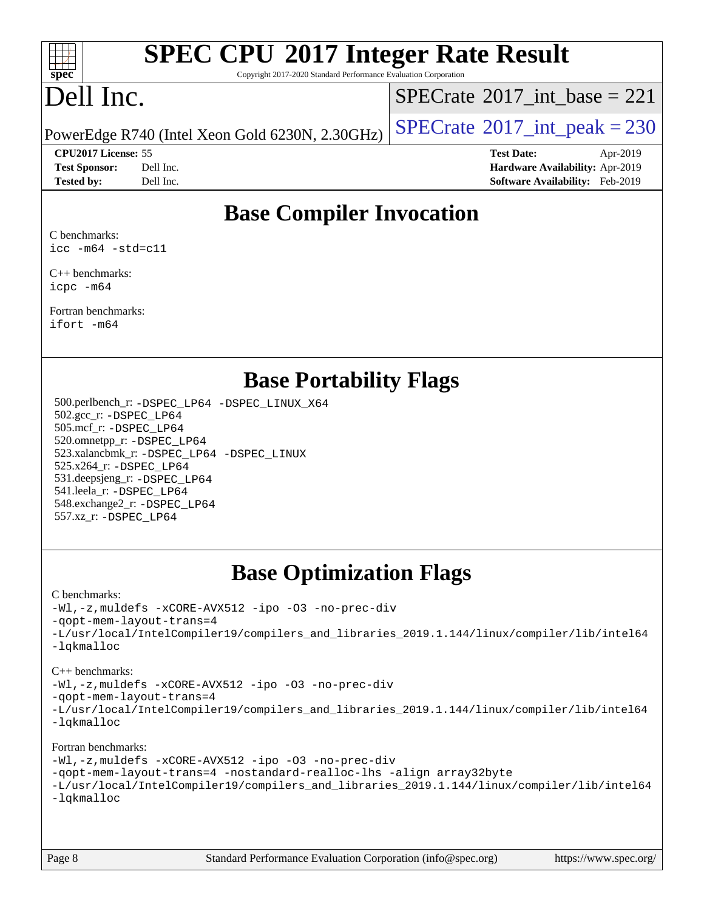# SPEC CPU 2017 Integer Rate Result

Copyright 2017-2020 Standard Performance Evaluation Corporation

# Dell Inc.

PowerEdge R740 (Intel Xeon Gold 6230N, 2.30GHz)

SPECrate 2017_int_base = 221

SPECrate 2017_int_peak = 230

**CPU2017 License:** 55
**Test Sponsor:** Dell Inc.
**Tested by:** Dell Inc.

**Test Date:** Apr-2019
**Hardware Availability:** Apr-2019
**Software Availability:** Feb-2019

## Base Compiler Invocation

C benchmarks:
`icc -m64 -std=c11`

C++ benchmarks:
`icpc -m64`

Fortran benchmarks:
`ifort -m64`

## Base Portability Flags

500.perlbench_r: `-DSPEC_LP64 -DSPEC_LINUX_X64`
502.gcc_r: `-DSPEC_LP64`
505.mcf_r: `-DSPEC_LP64`
520.omnetpp_r: `-DSPEC_LP64`
523.xalancbmk_r: `-DSPEC_LP64 -DSPEC_LINUX`
525.x264_r: `-DSPEC_LP64`
531.deepsjeng_r: `-DSPEC_LP64`
541.leela_r: `-DSPEC_LP64`
548.exchange2_r: `-DSPEC_LP64`
557.xz_r: `-DSPEC_LP64`

## Base Optimization Flags

C benchmarks:
```
-Wl,-z,muldefs -xCORE-AVX512 -ipo -O3 -no-prec-div
-qopt-mem-layout-trans=4
-L/usr/local/IntelCompiler19/compilers_and_libraries_2019.1.144/linux/compiler/lib/intel64
-lqkmalloc
```

C++ benchmarks:
```
-Wl,-z,muldefs -xCORE-AVX512 -ipo -O3 -no-prec-div
-qopt-mem-layout-trans=4
-L/usr/local/IntelCompiler19/compilers_and_libraries_2019.1.144/linux/compiler/lib/intel64
-lqkmalloc
```

Fortran benchmarks:
```
-Wl,-z,muldefs -xCORE-AVX512 -ipo -O3 -no-prec-div
-qopt-mem-layout-trans=4 -nostandard-realloc-lhs -align array32byte
-L/usr/local/IntelCompiler19/compilers_and_libraries_2019.1.144/linux/compiler/lib/intel64
-lqkmalloc
```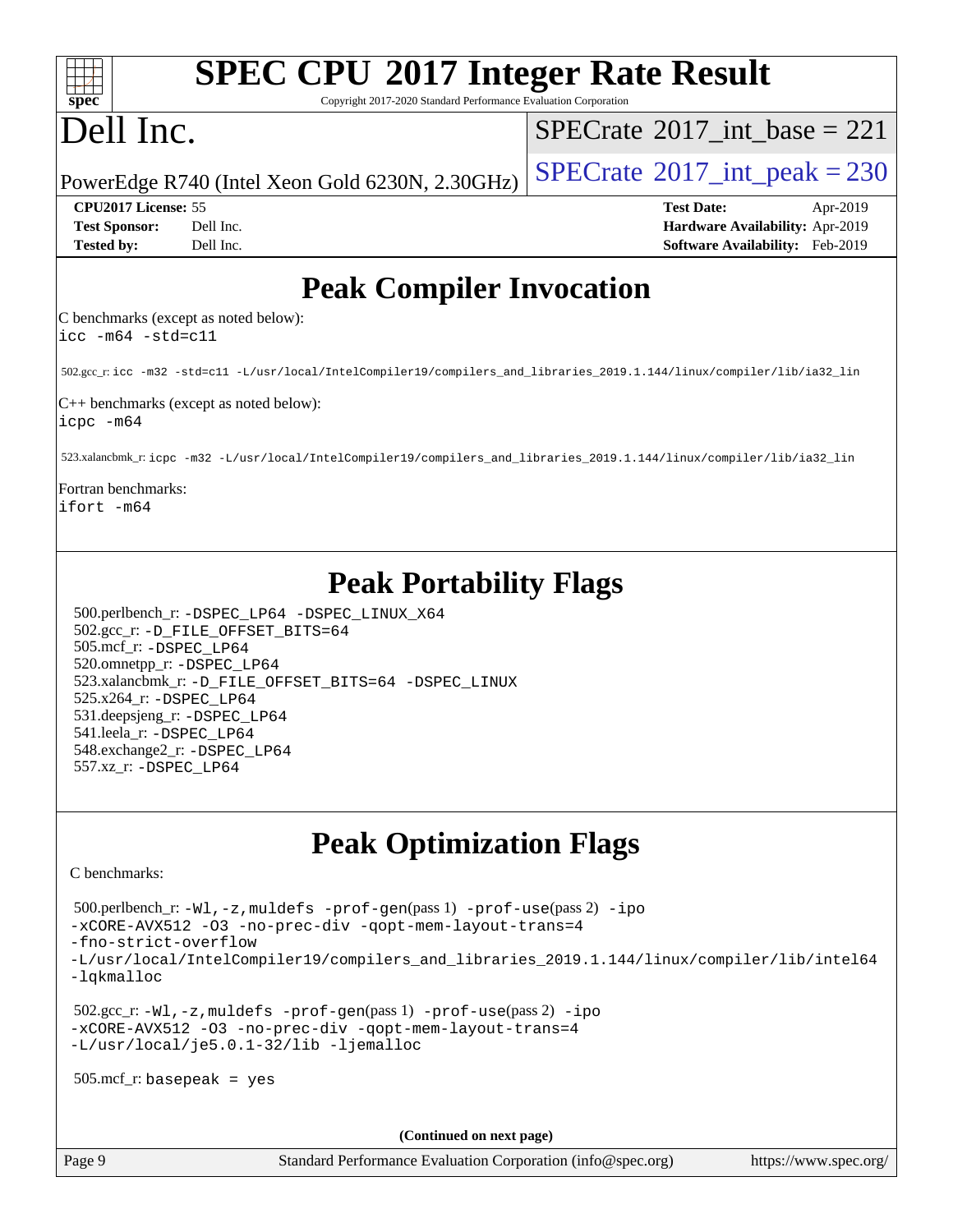# Peak Compiler Invocation

C benchmarks (except as noted below):
```
icc -m64 -std=c11
```

502.gcc_r: `icc -m32 -std=c11 -L/usr/local/IntelCompiler19/compilers_and_libraries_2019.1.144/linux/compiler/lib/ia32_lin`

C++ benchmarks (except as noted below):
```
icpc -m64
```

523.xalancbmk_r: `icpc -m32 -L/usr/local/IntelCompiler19/compilers_and_libraries_2019.1.144/linux/compiler/lib/ia32_lin`

Fortran benchmarks:
```
ifort -m64
```

# Peak Portability Flags

500.perlbench_r: `-DSPEC_LP64 -DSPEC_LINUX_X64`
502.gcc_r: `-D_FILE_OFFSET_BITS=64`
505.mcf_r: `-DSPEC_LP64`
520.omnetpp_r: `-DSPEC_LP64`
523.xalancbmk_r: `-D_FILE_OFFSET_BITS=64 -DSPEC_LINUX`
525.x264_r: `-DSPEC_LP64`
531.deepsjeng_r: `-DSPEC_LP64`
541.leela_r: `-DSPEC_LP64`
548.exchange2_r: `-DSPEC_LP64`
557.xz_r: `-DSPEC_LP64`

# Peak Optimization Flags

C benchmarks:

500.perlbench_r: `-Wl,-z,muldefs -prof-gen`(pass 1) `-prof-use`(pass 2) `-ipo -xCORE-AVX512 -O3 -no-prec-div -qopt-mem-layout-trans=4 -fno-strict-overflow -L/usr/local/IntelCompiler19/compilers_and_libraries_2019.1.144/linux/compiler/lib/intel64 -lqkmalloc`

502.gcc_r: `-Wl,-z,muldefs -prof-gen`(pass 1) `-prof-use`(pass 2) `-ipo -xCORE-AVX512 -O3 -no-prec-div -qopt-mem-layout-trans=4 -L/usr/local/je5.0.1-32/lib -ljemalloc`

505.mcf_r: `basepeak = yes`

**(Continued on next page)**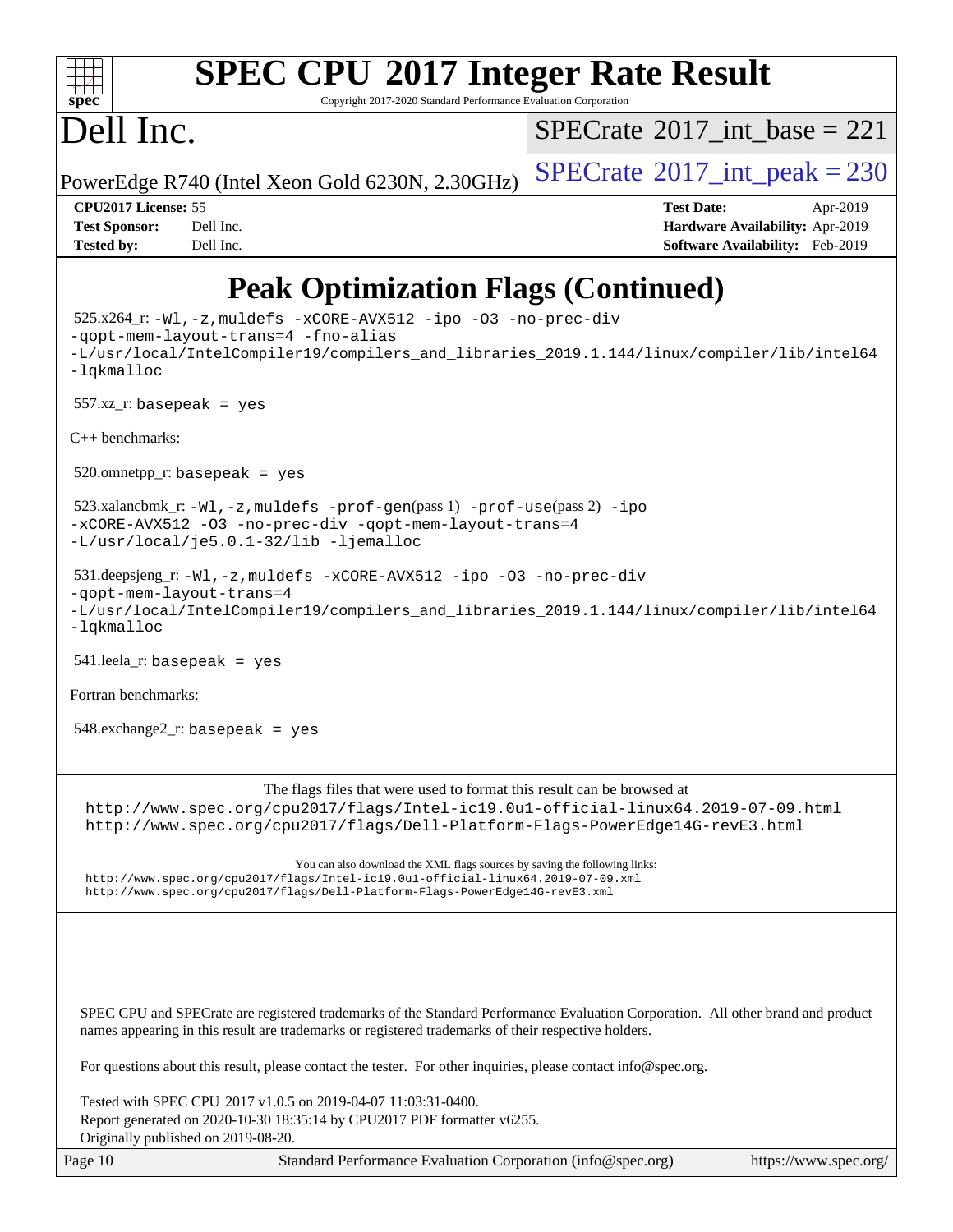# Peak Optimization Flags (Continued)

525.x264_r: `-Wl,-z,muldefs -xCORE-AVX512 -ipo -O3 -no-prec-div -qopt-mem-layout-trans=4 -fno-alias -L/usr/local/IntelCompiler19/compilers_and_libraries_2019.1.144/linux/compiler/lib/intel64 -lqkmalloc`

557.xz_r: `basepeak = yes`

C++ benchmarks:

520.omnetpp_r: `basepeak = yes`

523.xalancbmk_r: `-Wl,-z,muldefs -prof-gen`(pass 1) `-prof-use`(pass 2) `-ipo -xCORE-AVX512 -O3 -no-prec-div -qopt-mem-layout-trans=4 -L/usr/local/je5.0.1-32/lib -ljemalloc`

531.deepsjeng_r: `-Wl,-z,muldefs -xCORE-AVX512 -ipo -O3 -no-prec-div -qopt-mem-layout-trans=4 -L/usr/local/IntelCompiler19/compilers_and_libraries_2019.1.144/linux/compiler/lib/intel64 -lqkmalloc`

541.leela_r: `basepeak = yes`

Fortran benchmarks:

548.exchange2_r: `basepeak = yes`

The flags files that were used to format this result can be browsed at
http://www.spec.org/cpu2017/flags/Intel-ic19.0u1-official-linux64.2019-07-09.html
http://www.spec.org/cpu2017/flags/Dell-Platform-Flags-PowerEdge14G-revE3.html

You can also download the XML flags sources by saving the following links:
http://www.spec.org/cpu2017/flags/Intel-ic19.0u1-official-linux64.2019-07-09.xml
http://www.spec.org/cpu2017/flags/Dell-Platform-Flags-PowerEdge14G-revE3.xml

SPEC CPU and SPECrate are registered trademarks of the Standard Performance Evaluation Corporation. All other brand and product names appearing in this result are trademarks or registered trademarks of their respective holders.

For questions about this result, please contact the tester. For other inquiries, please contact info@spec.org.

Tested with SPEC CPU 2017 v1.0.5 on 2019-04-07 11:03:31-0400.
Report generated on 2020-10-30 18:35:14 by CPU2017 PDF formatter v6255.
Originally published on 2019-08-20.